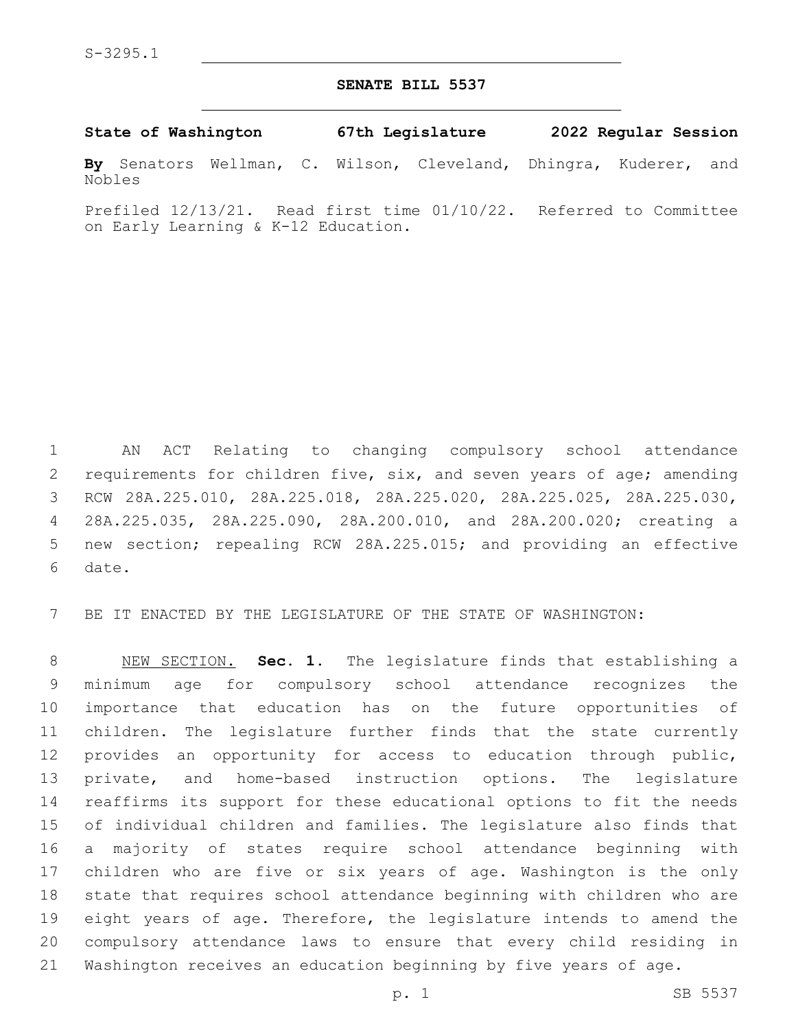S-3295.1

# SENATE BILL 5537

**State of Washington 67th Legislature 2022 Regular Session**

**By** Senators Wellman, C. Wilson, Cleveland, Dhingra, Kuderer, and Nobles

Prefiled 12/13/21. Read first time 01/10/22. Referred to Committee on Early Learning & K-12 Education.

AN ACT Relating to changing compulsory school attendance requirements for children five, six, and seven years of age; amending RCW 28A.225.010, 28A.225.018, 28A.225.020, 28A.225.025, 28A.225.030, 28A.225.035, 28A.225.090, 28A.200.010, and 28A.200.020; creating a new section; repealing RCW 28A.225.015; and providing an effective date.

BE IT ENACTED BY THE LEGISLATURE OF THE STATE OF WASHINGTON:

NEW SECTION. **Sec. 1.** The legislature finds that establishing a minimum age for compulsory school attendance recognizes the importance that education has on the future opportunities of children. The legislature further finds that the state currently provides an opportunity for access to education through public, private, and home-based instruction options. The legislature reaffirms its support for these educational options to fit the needs of individual children and families. The legislature also finds that a majority of states require school attendance beginning with children who are five or six years of age. Washington is the only state that requires school attendance beginning with children who are eight years of age. Therefore, the legislature intends to amend the compulsory attendance laws to ensure that every child residing in Washington receives an education beginning by five years of age.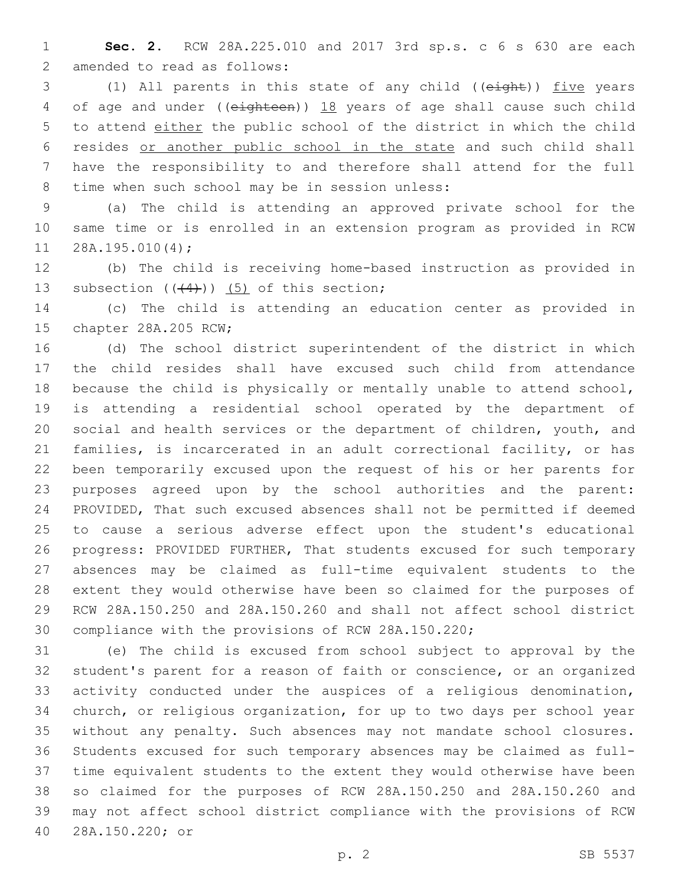**Sec. 2.** RCW 28A.225.010 and 2017 3rd sp.s. c 6 s 630 are each amended to read as follows:

(1) All parents in this state of any child ((~~eight~~)) <u>five</u> years of age and under ((~~eighteen~~)) <u>18</u> years of age shall cause such child to attend <u>either</u> the public school of the district in which the child resides <u>or another public school in the state</u> and such child shall have the responsibility to and therefore shall attend for the full time when such school may be in session unless:

(a) The child is attending an approved private school for the same time or is enrolled in an extension program as provided in RCW 28A.195.010(4);

(b) The child is receiving home-based instruction as provided in subsection ((~~(4)~~)) <u>(5)</u> of this section;

(c) The child is attending an education center as provided in chapter 28A.205 RCW;

(d) The school district superintendent of the district in which the child resides shall have excused such child from attendance because the child is physically or mentally unable to attend school, is attending a residential school operated by the department of social and health services or the department of children, youth, and families, is incarcerated in an adult correctional facility, or has been temporarily excused upon the request of his or her parents for purposes agreed upon by the school authorities and the parent: PROVIDED, That such excused absences shall not be permitted if deemed to cause a serious adverse effect upon the student's educational progress: PROVIDED FURTHER, That students excused for such temporary absences may be claimed as full-time equivalent students to the extent they would otherwise have been so claimed for the purposes of RCW 28A.150.250 and 28A.150.260 and shall not affect school district compliance with the provisions of RCW 28A.150.220;

(e) The child is excused from school subject to approval by the student's parent for a reason of faith or conscience, or an organized activity conducted under the auspices of a religious denomination, church, or religious organization, for up to two days per school year without any penalty. Such absences may not mandate school closures. Students excused for such temporary absences may be claimed as full-time equivalent students to the extent they would otherwise have been so claimed for the purposes of RCW 28A.150.250 and 28A.150.260 and may not affect school district compliance with the provisions of RCW 28A.150.220; or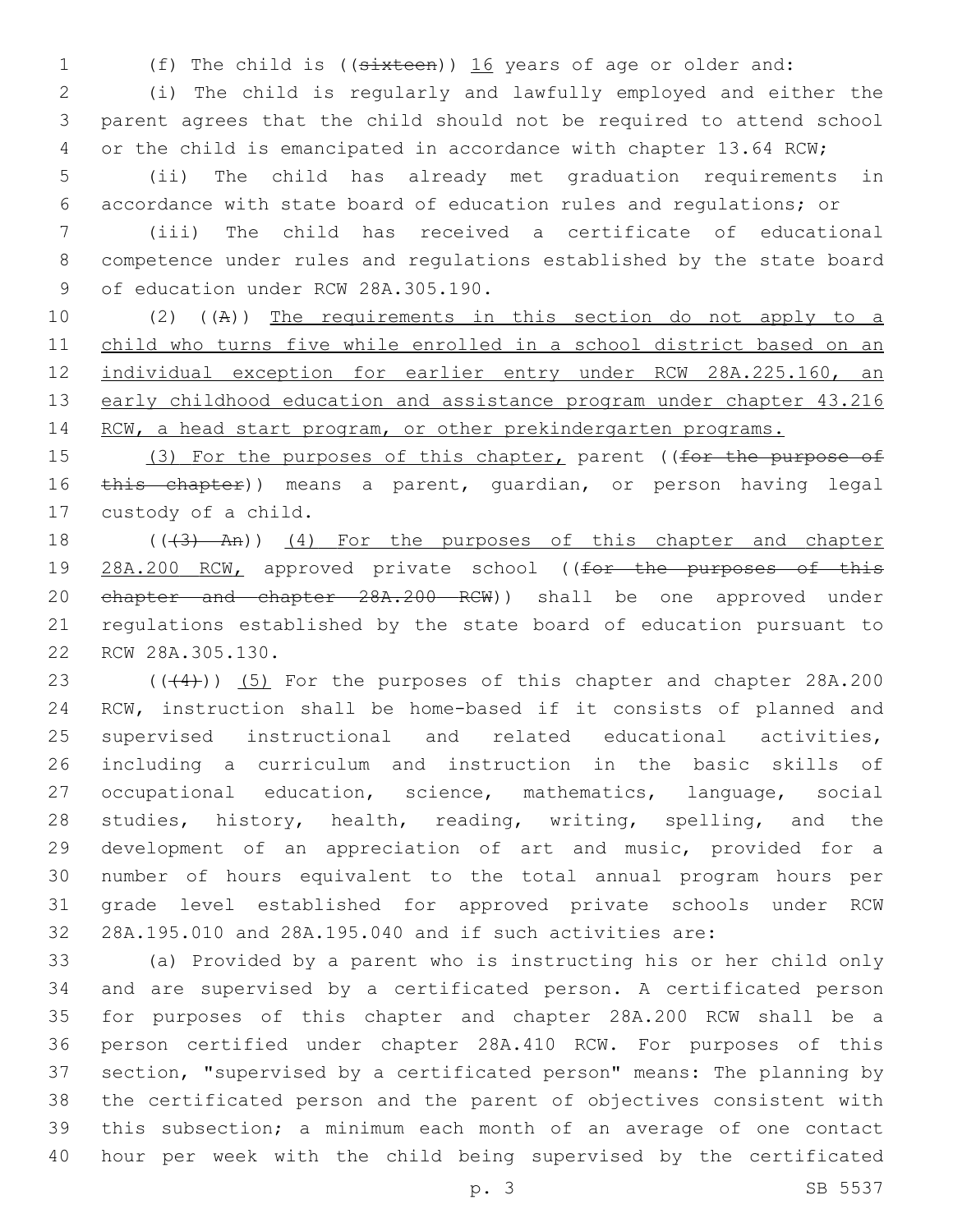(f) The child is ((sixteen)) 16 years of age or older and:

(i) The child is regularly and lawfully employed and either the parent agrees that the child should not be required to attend school or the child is emancipated in accordance with chapter 13.64 RCW;

(ii) The child has already met graduation requirements in accordance with state board of education rules and regulations; or

(iii) The child has received a certificate of educational competence under rules and regulations established by the state board of education under RCW 28A.305.190.

(2) ((A)) The requirements in this section do not apply to a child who turns five while enrolled in a school district based on an individual exception for earlier entry under RCW 28A.225.160, an early childhood education and assistance program under chapter 43.216 RCW, a head start program, or other prekindergarten programs.

(3) For the purposes of this chapter, parent ((for the purpose of this chapter)) means a parent, guardian, or person having legal custody of a child.

(((3) An)) (4) For the purposes of this chapter and chapter 28A.200 RCW, approved private school ((for the purposes of this chapter and chapter 28A.200 RCW)) shall be one approved under regulations established by the state board of education pursuant to RCW 28A.305.130.

(((4))) (5) For the purposes of this chapter and chapter 28A.200 RCW, instruction shall be home-based if it consists of planned and supervised instructional and related educational activities, including a curriculum and instruction in the basic skills of occupational education, science, mathematics, language, social studies, history, health, reading, writing, spelling, and the development of an appreciation of art and music, provided for a number of hours equivalent to the total annual program hours per grade level established for approved private schools under RCW 28A.195.010 and 28A.195.040 and if such activities are:

(a) Provided by a parent who is instructing his or her child only and are supervised by a certificated person. A certificated person for purposes of this chapter and chapter 28A.200 RCW shall be a person certified under chapter 28A.410 RCW. For purposes of this section, "supervised by a certificated person" means: The planning by the certificated person and the parent of objectives consistent with this subsection; a minimum each month of an average of one contact hour per week with the child being supervised by the certificated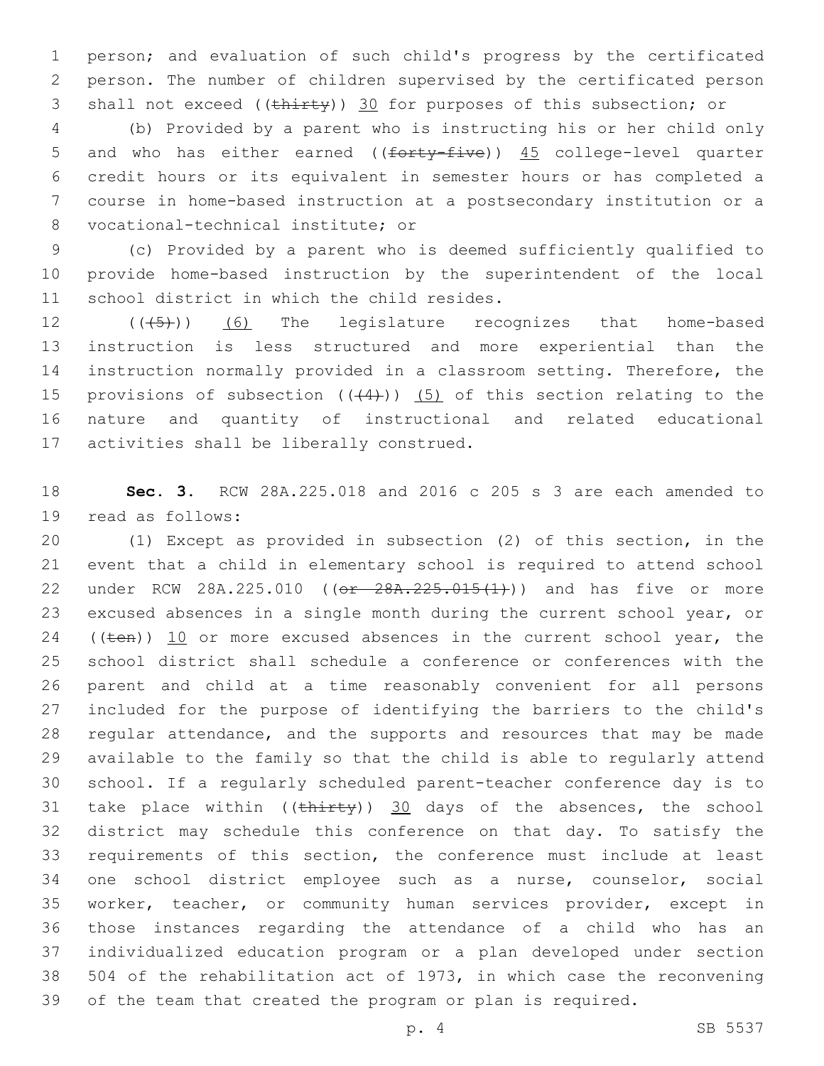person; and evaluation of such child's progress by the certificated person. The number of children supervised by the certificated person shall not exceed ((~~thirty~~)) 30 for purposes of this subsection; or

(b) Provided by a parent who is instructing his or her child only and who has either earned ((~~forty-five~~)) 45 college-level quarter credit hours or its equivalent in semester hours or has completed a course in home-based instruction at a postsecondary institution or a vocational-technical institute; or

(c) Provided by a parent who is deemed sufficiently qualified to provide home-based instruction by the superintendent of the local school district in which the child resides.

((~~(5)~~)) (6) The legislature recognizes that home-based instruction is less structured and more experiential than the instruction normally provided in a classroom setting. Therefore, the provisions of subsection ((~~(4)~~)) (5) of this section relating to the nature and quantity of instructional and related educational activities shall be liberally construed.

**Sec. 3.** RCW 28A.225.018 and 2016 c 205 s 3 are each amended to read as follows:

(1) Except as provided in subsection (2) of this section, in the event that a child in elementary school is required to attend school under RCW 28A.225.010 ((~~or 28A.225.015(1)~~)) and has five or more excused absences in a single month during the current school year, or ((~~ten~~)) 10 or more excused absences in the current school year, the school district shall schedule a conference or conferences with the parent and child at a time reasonably convenient for all persons included for the purpose of identifying the barriers to the child's regular attendance, and the supports and resources that may be made available to the family so that the child is able to regularly attend school. If a regularly scheduled parent-teacher conference day is to take place within ((~~thirty~~)) 30 days of the absences, the school district may schedule this conference on that day. To satisfy the requirements of this section, the conference must include at least one school district employee such as a nurse, counselor, social worker, teacher, or community human services provider, except in those instances regarding the attendance of a child who has an individualized education program or a plan developed under section 504 of the rehabilitation act of 1973, in which case the reconvening of the team that created the program or plan is required.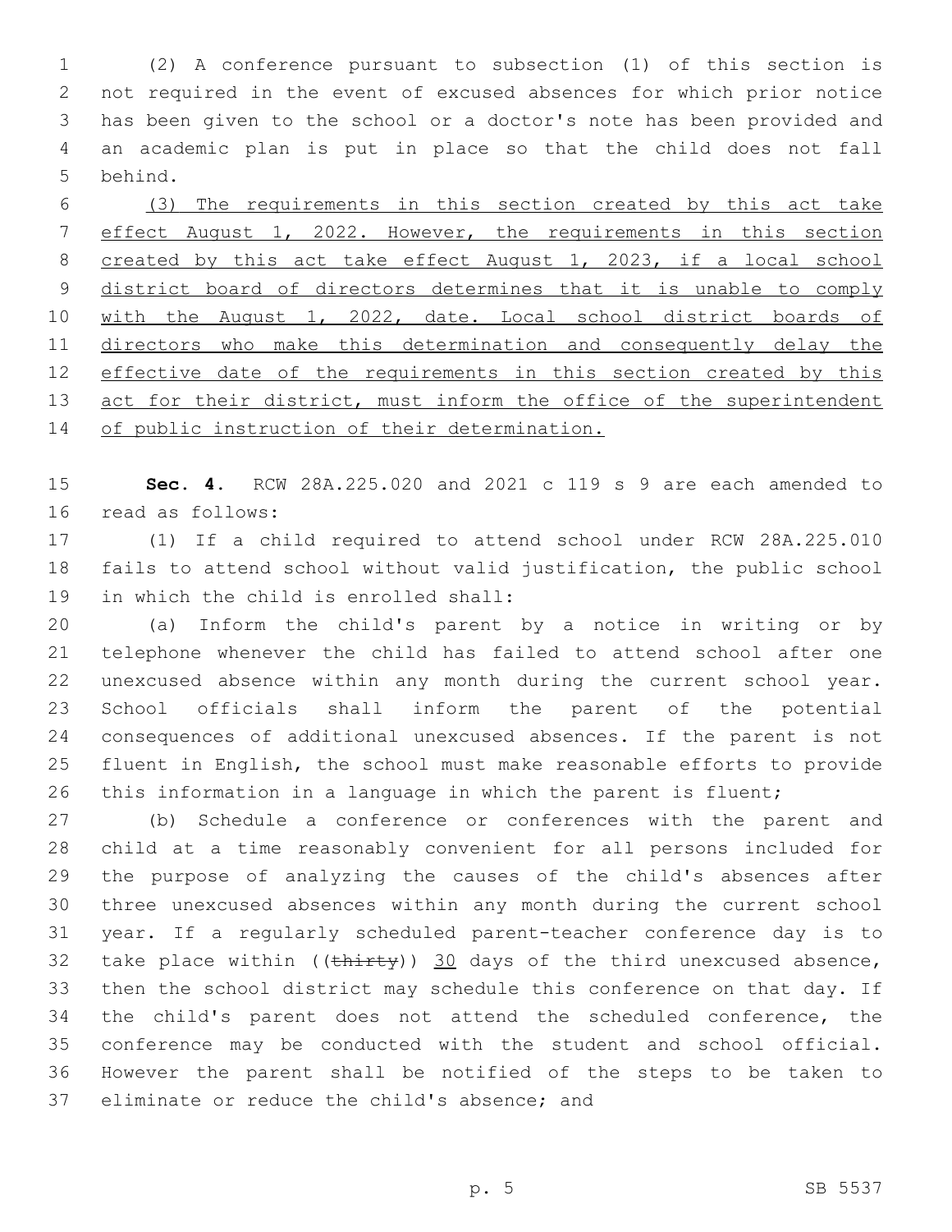(2) A conference pursuant to subsection (1) of this section is not required in the event of excused absences for which prior notice has been given to the school or a doctor's note has been provided and an academic plan is put in place so that the child does not fall behind.

<u>(3) The requirements in this section created by this act take effect August 1, 2022. However, the requirements in this section created by this act take effect August 1, 2023, if a local school district board of directors determines that it is unable to comply with the August 1, 2022, date. Local school district boards of directors who make this determination and consequently delay the effective date of the requirements in this section created by this act for their district, must inform the office of the superintendent of public instruction of their determination.</u>

**Sec. 4.** RCW 28A.225.020 and 2021 c 119 s 9 are each amended to read as follows:

(1) If a child required to attend school under RCW 28A.225.010 fails to attend school without valid justification, the public school in which the child is enrolled shall:

(a) Inform the child's parent by a notice in writing or by telephone whenever the child has failed to attend school after one unexcused absence within any month during the current school year. School officials shall inform the parent of the potential consequences of additional unexcused absences. If the parent is not fluent in English, the school must make reasonable efforts to provide this information in a language in which the parent is fluent;

(b) Schedule a conference or conferences with the parent and child at a time reasonably convenient for all persons included for the purpose of analyzing the causes of the child's absences after three unexcused absences within any month during the current school year. If a regularly scheduled parent-teacher conference day is to take place within ((~~thirty~~)) <u>30</u> days of the third unexcused absence, then the school district may schedule this conference on that day. If the child's parent does not attend the scheduled conference, the conference may be conducted with the student and school official. However the parent shall be notified of the steps to be taken to eliminate or reduce the child's absence; and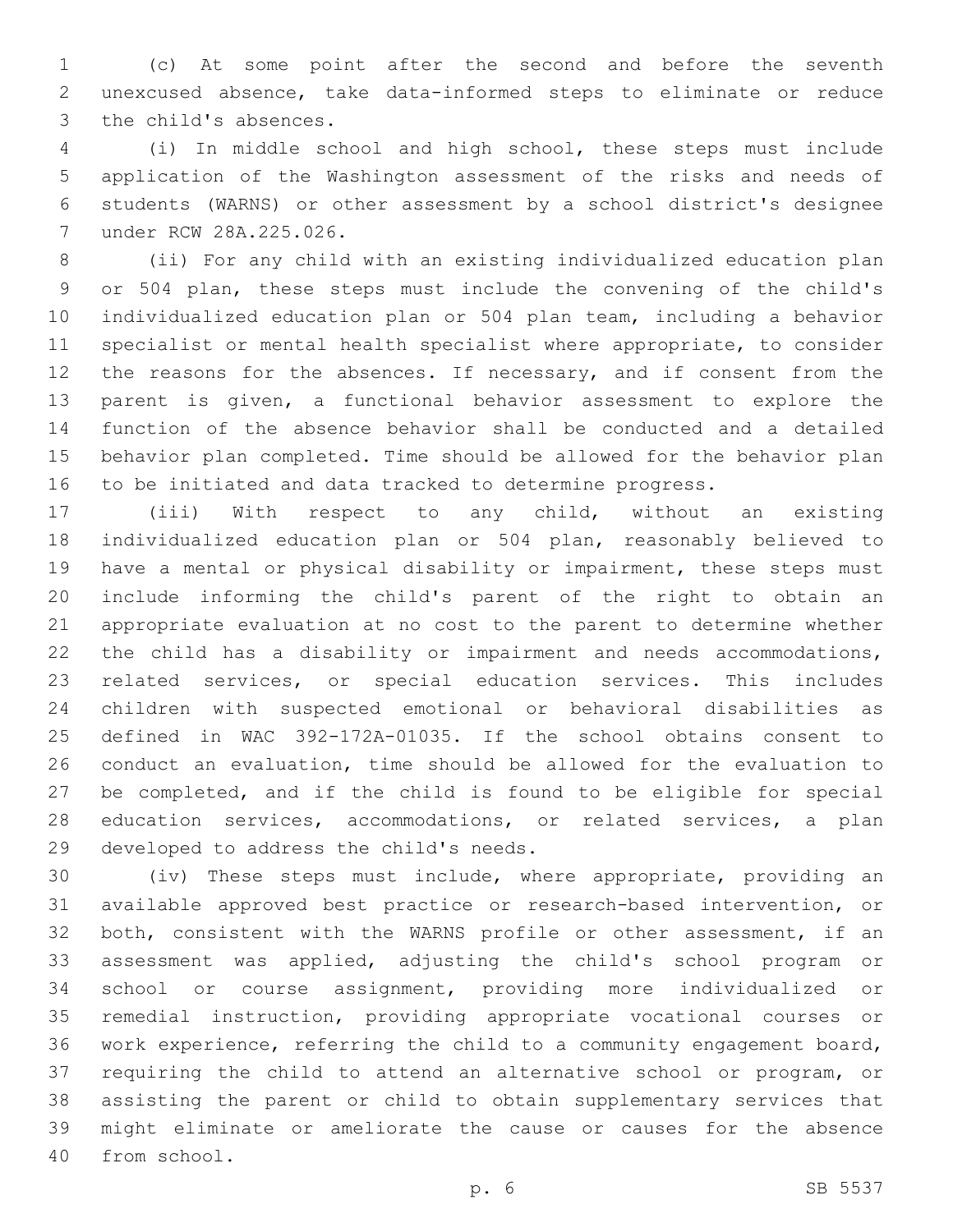(c) At some point after the second and before the seventh unexcused absence, take data-informed steps to eliminate or reduce the child's absences.

(i) In middle school and high school, these steps must include application of the Washington assessment of the risks and needs of students (WARNS) or other assessment by a school district's designee under RCW 28A.225.026.

(ii) For any child with an existing individualized education plan or 504 plan, these steps must include the convening of the child's individualized education plan or 504 plan team, including a behavior specialist or mental health specialist where appropriate, to consider the reasons for the absences. If necessary, and if consent from the parent is given, a functional behavior assessment to explore the function of the absence behavior shall be conducted and a detailed behavior plan completed. Time should be allowed for the behavior plan to be initiated and data tracked to determine progress.

(iii) With respect to any child, without an existing individualized education plan or 504 plan, reasonably believed to have a mental or physical disability or impairment, these steps must include informing the child's parent of the right to obtain an appropriate evaluation at no cost to the parent to determine whether the child has a disability or impairment and needs accommodations, related services, or special education services. This includes children with suspected emotional or behavioral disabilities as defined in WAC 392-172A-01035. If the school obtains consent to conduct an evaluation, time should be allowed for the evaluation to be completed, and if the child is found to be eligible for special education services, accommodations, or related services, a plan developed to address the child's needs.

(iv) These steps must include, where appropriate, providing an available approved best practice or research-based intervention, or both, consistent with the WARNS profile or other assessment, if an assessment was applied, adjusting the child's school program or school or course assignment, providing more individualized or remedial instruction, providing appropriate vocational courses or work experience, referring the child to a community engagement board, requiring the child to attend an alternative school or program, or assisting the parent or child to obtain supplementary services that might eliminate or ameliorate the cause or causes for the absence from school.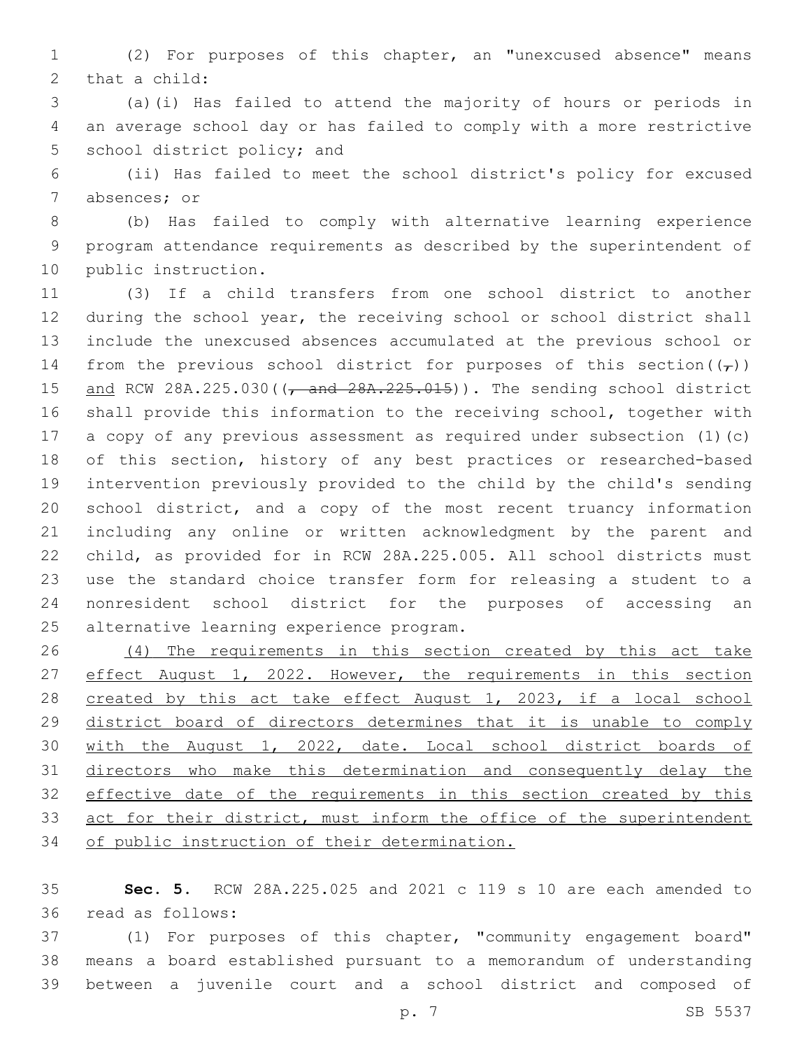(2) For purposes of this chapter, an "unexcused absence" means that a child:

(a)(i) Has failed to attend the majority of hours or periods in an average school day or has failed to comply with a more restrictive school district policy; and

(ii) Has failed to meet the school district's policy for excused absences; or

(b) Has failed to comply with alternative learning experience program attendance requirements as described by the superintendent of public instruction.

(3) If a child transfers from one school district to another during the school year, the receiving school or school district shall include the unexcused absences accumulated at the previous school or from the previous school district for purposes of this section((,)) <u>and</u> RCW 28A.225.030((~~, and 28A.225.015~~)). The sending school district shall provide this information to the receiving school, together with a copy of any previous assessment as required under subsection (1)(c) of this section, history of any best practices or researched-based intervention previously provided to the child by the child's sending school district, and a copy of the most recent truancy information including any online or written acknowledgment by the parent and child, as provided for in RCW 28A.225.005. All school districts must use the standard choice transfer form for releasing a student to a nonresident school district for the purposes of accessing an alternative learning experience program.

<u>(4) The requirements in this section created by this act take effect August 1, 2022. However, the requirements in this section created by this act take effect August 1, 2023, if a local school district board of directors determines that it is unable to comply with the August 1, 2022, date. Local school district boards of directors who make this determination and consequently delay the effective date of the requirements in this section created by this act for their district, must inform the office of the superintendent of public instruction of their determination.</u>

**Sec. 5.** RCW 28A.225.025 and 2021 c 119 s 10 are each amended to read as follows:

(1) For purposes of this chapter, "community engagement board" means a board established pursuant to a memorandum of understanding between a juvenile court and a school district and composed of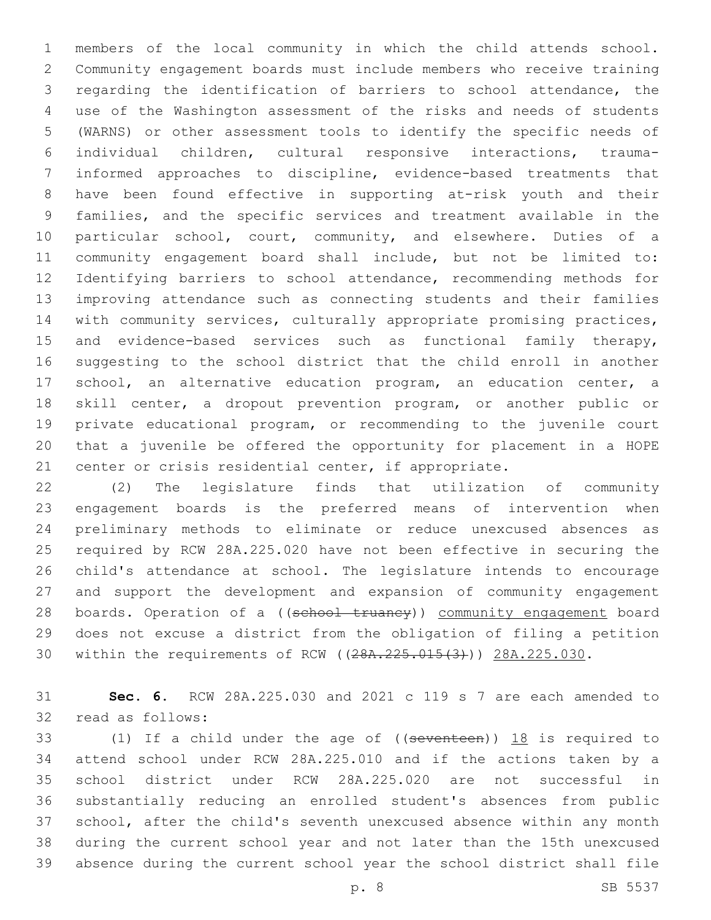members of the local community in which the child attends school. Community engagement boards must include members who receive training regarding the identification of barriers to school attendance, the use of the Washington assessment of the risks and needs of students (WARNS) or other assessment tools to identify the specific needs of individual children, cultural responsive interactions, trauma-informed approaches to discipline, evidence-based treatments that have been found effective in supporting at-risk youth and their families, and the specific services and treatment available in the particular school, court, community, and elsewhere. Duties of a community engagement board shall include, but not be limited to: Identifying barriers to school attendance, recommending methods for improving attendance such as connecting students and their families with community services, culturally appropriate promising practices, and evidence-based services such as functional family therapy, suggesting to the school district that the child enroll in another school, an alternative education program, an education center, a skill center, a dropout prevention program, or another public or private educational program, or recommending to the juvenile court that a juvenile be offered the opportunity for placement in a HOPE center or crisis residential center, if appropriate.

(2) The legislature finds that utilization of community engagement boards is the preferred means of intervention when preliminary methods to eliminate or reduce unexcused absences as required by RCW 28A.225.020 have not been effective in securing the child's attendance at school. The legislature intends to encourage and support the development and expansion of community engagement boards. Operation of a ((~~school truancy~~)) community engagement board does not excuse a district from the obligation of filing a petition within the requirements of RCW ((~~28A.225.015(3)~~)) 28A.225.030.

**Sec. 6.** RCW 28A.225.030 and 2021 c 119 s 7 are each amended to read as follows:

(1) If a child under the age of ((~~seventeen~~)) 18 is required to attend school under RCW 28A.225.010 and if the actions taken by a school district under RCW 28A.225.020 are not successful in substantially reducing an enrolled student's absences from public school, after the child's seventh unexcused absence within any month during the current school year and not later than the 15th unexcused absence during the current school year the school district shall file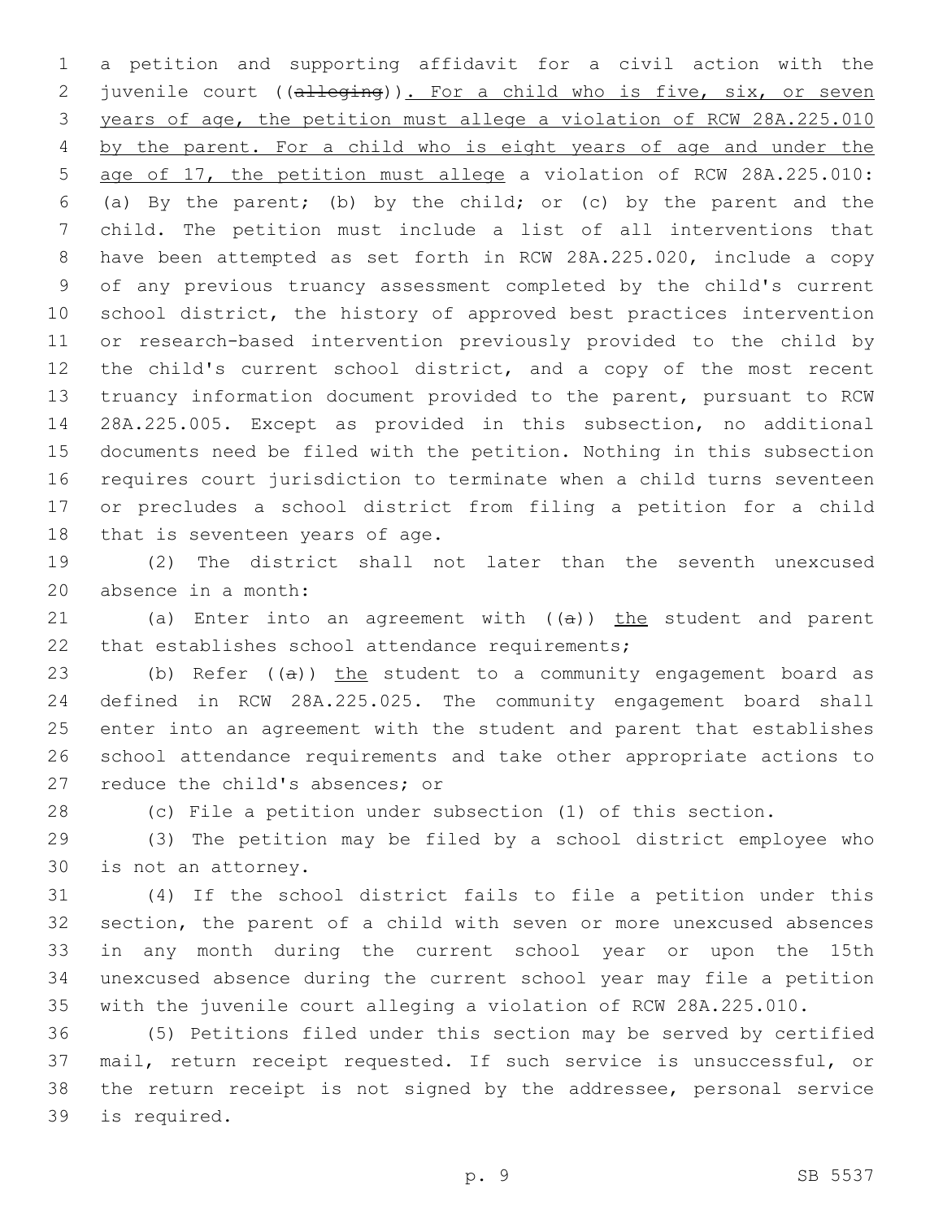a petition and supporting affidavit for a civil action with the juvenile court ((~~alleging~~)). <u>For a child who is five, six, or seven years of age, the petition must allege a violation of RCW 28A.225.010 by the parent. For a child who is eight years of age and under the age of 17, the petition must allege</u> a violation of RCW 28A.225.010: (a) By the parent; (b) by the child; or (c) by the parent and the child. The petition must include a list of all interventions that have been attempted as set forth in RCW 28A.225.020, include a copy of any previous truancy assessment completed by the child's current school district, the history of approved best practices intervention or research-based intervention previously provided to the child by the child's current school district, and a copy of the most recent truancy information document provided to the parent, pursuant to RCW 28A.225.005. Except as provided in this subsection, no additional documents need be filed with the petition. Nothing in this subsection requires court jurisdiction to terminate when a child turns seventeen or precludes a school district from filing a petition for a child that is seventeen years of age.

(2) The district shall not later than the seventh unexcused absence in a month:

(a) Enter into an agreement with ((~~a~~)) <u>the</u> student and parent that establishes school attendance requirements;

(b) Refer ((~~a~~)) <u>the</u> student to a community engagement board as defined in RCW 28A.225.025. The community engagement board shall enter into an agreement with the student and parent that establishes school attendance requirements and take other appropriate actions to reduce the child's absences; or

(c) File a petition under subsection (1) of this section.

(3) The petition may be filed by a school district employee who is not an attorney.

(4) If the school district fails to file a petition under this section, the parent of a child with seven or more unexcused absences in any month during the current school year or upon the 15th unexcused absence during the current school year may file a petition with the juvenile court alleging a violation of RCW 28A.225.010.

(5) Petitions filed under this section may be served by certified mail, return receipt requested. If such service is unsuccessful, or the return receipt is not signed by the addressee, personal service is required.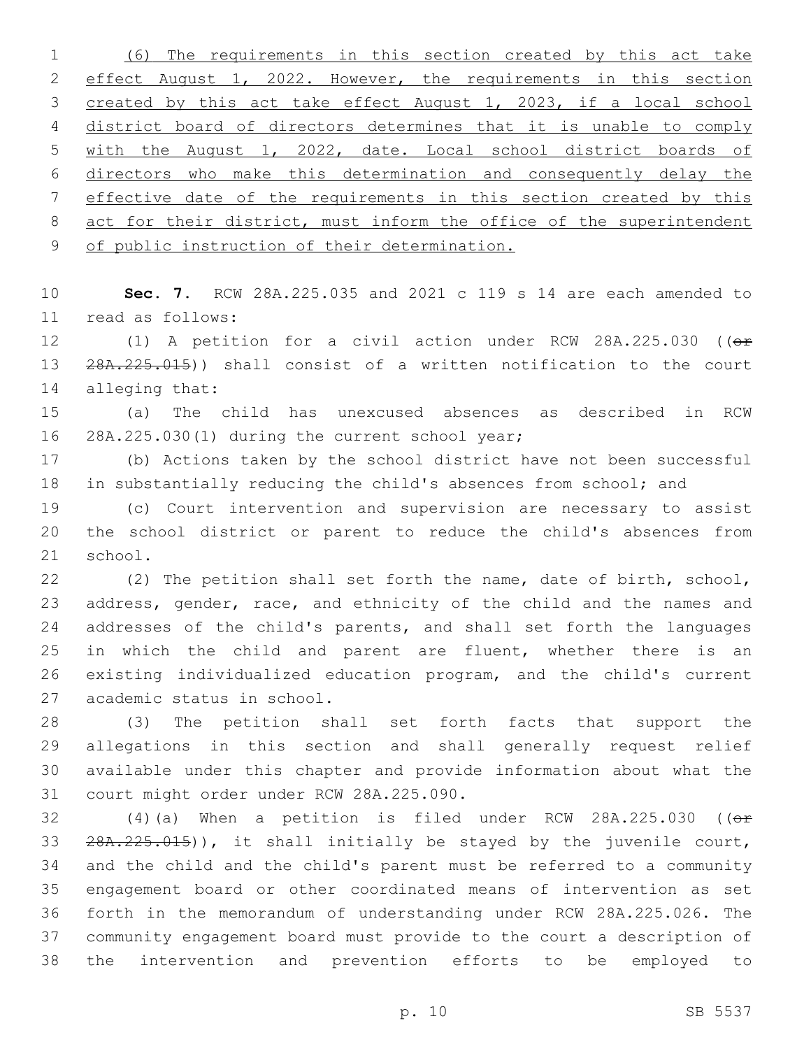(6) The requirements in this section created by this act take effect August 1, 2022. However, the requirements in this section created by this act take effect August 1, 2023, if a local school district board of directors determines that it is unable to comply with the August 1, 2022, date. Local school district boards of directors who make this determination and consequently delay the effective date of the requirements in this section created by this act for their district, must inform the office of the superintendent of public instruction of their determination.

**Sec. 7.** RCW 28A.225.035 and 2021 c 119 s 14 are each amended to read as follows:

(1) A petition for a civil action under RCW 28A.225.030 ((~~or 28A.225.015~~)) shall consist of a written notification to the court alleging that:

(a) The child has unexcused absences as described in RCW 28A.225.030(1) during the current school year;

(b) Actions taken by the school district have not been successful in substantially reducing the child's absences from school; and

(c) Court intervention and supervision are necessary to assist the school district or parent to reduce the child's absences from school.

(2) The petition shall set forth the name, date of birth, school, address, gender, race, and ethnicity of the child and the names and addresses of the child's parents, and shall set forth the languages in which the child and parent are fluent, whether there is an existing individualized education program, and the child's current academic status in school.

(3) The petition shall set forth facts that support the allegations in this section and shall generally request relief available under this chapter and provide information about what the court might order under RCW 28A.225.090.

(4)(a) When a petition is filed under RCW 28A.225.030 ((~~or 28A.225.015~~)), it shall initially be stayed by the juvenile court, and the child and the child's parent must be referred to a community engagement board or other coordinated means of intervention as set forth in the memorandum of understanding under RCW 28A.225.026. The community engagement board must provide to the court a description of the intervention and prevention efforts to be employed to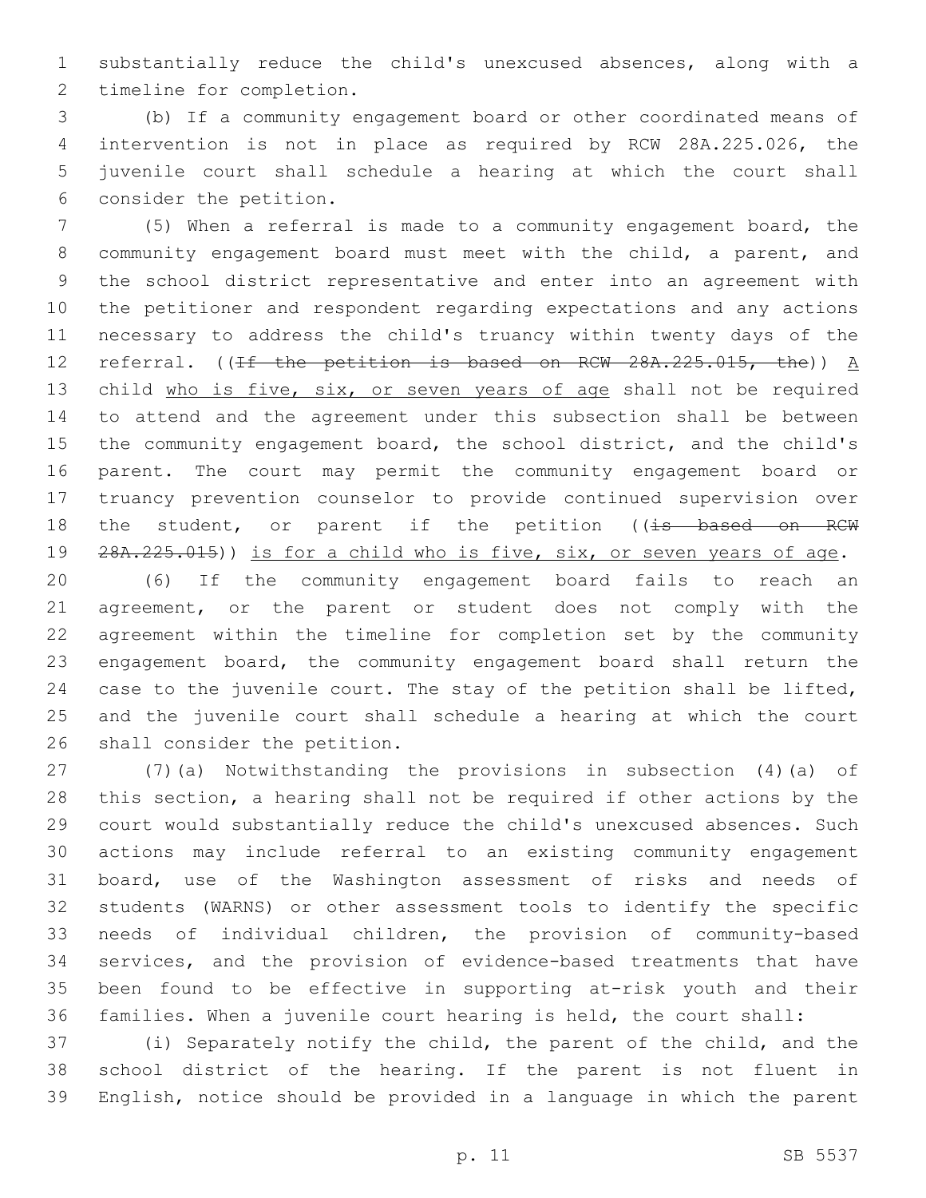substantially reduce the child's unexcused absences, along with a timeline for completion.

(b) If a community engagement board or other coordinated means of intervention is not in place as required by RCW 28A.225.026, the juvenile court shall schedule a hearing at which the court shall consider the petition.

(5) When a referral is made to a community engagement board, the community engagement board must meet with the child, a parent, and the school district representative and enter into an agreement with the petitioner and respondent regarding expectations and any actions necessary to address the child's truancy within twenty days of the referral. ((~~If the petition is based on RCW 28A.225.015, the~~)) A child who is five, six, or seven years of age shall not be required to attend and the agreement under this subsection shall be between the community engagement board, the school district, and the child's parent. The court may permit the community engagement board or truancy prevention counselor to provide continued supervision over the student, or parent if the petition ((~~is based on RCW 28A.225.015~~)) is for a child who is five, six, or seven years of age.

(6) If the community engagement board fails to reach an agreement, or the parent or student does not comply with the agreement within the timeline for completion set by the community engagement board, the community engagement board shall return the case to the juvenile court. The stay of the petition shall be lifted, and the juvenile court shall schedule a hearing at which the court shall consider the petition.

(7)(a) Notwithstanding the provisions in subsection (4)(a) of this section, a hearing shall not be required if other actions by the court would substantially reduce the child's unexcused absences. Such actions may include referral to an existing community engagement board, use of the Washington assessment of risks and needs of students (WARNS) or other assessment tools to identify the specific needs of individual children, the provision of community-based services, and the provision of evidence-based treatments that have been found to be effective in supporting at-risk youth and their families. When a juvenile court hearing is held, the court shall:

(i) Separately notify the child, the parent of the child, and the school district of the hearing. If the parent is not fluent in English, notice should be provided in a language in which the parent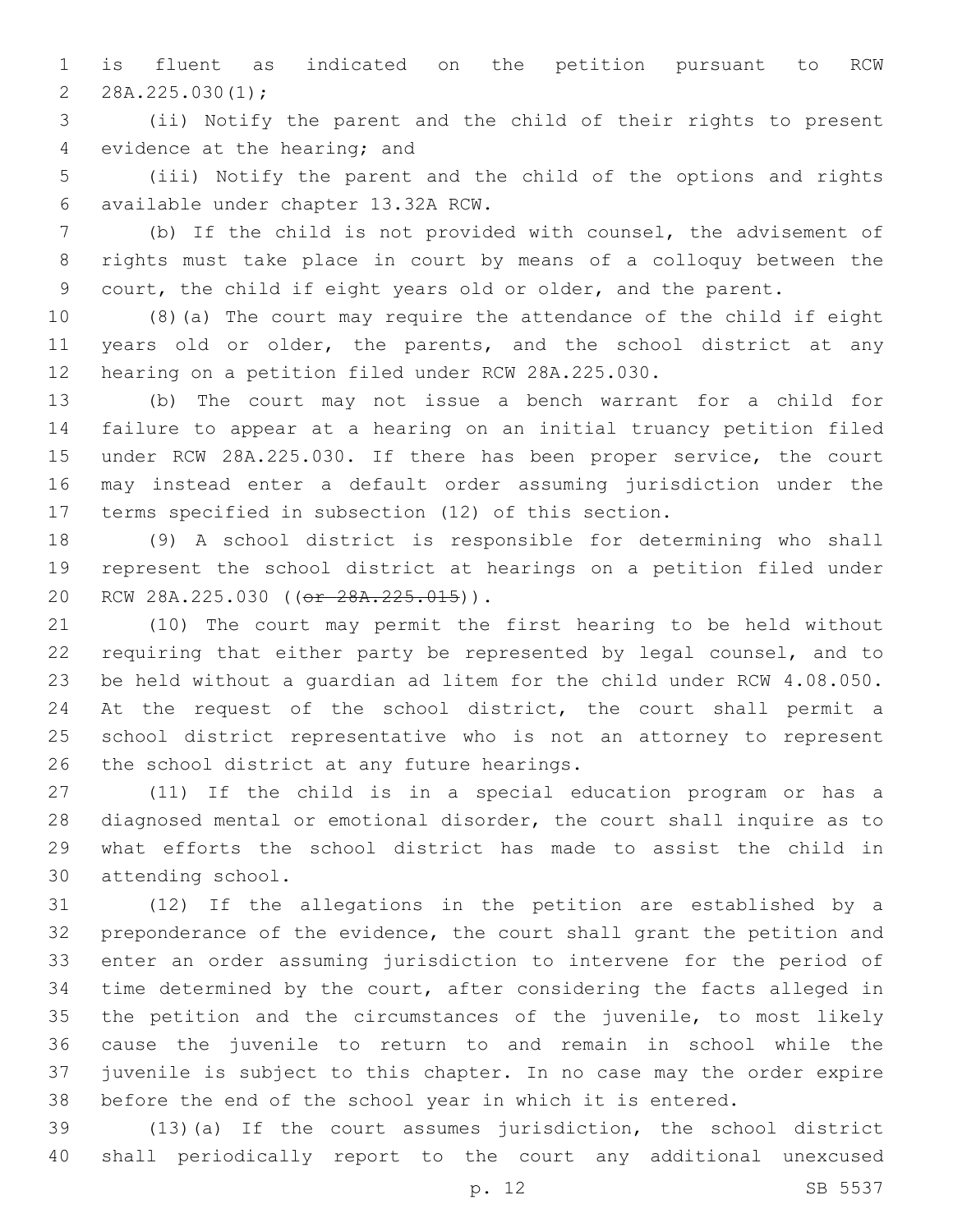is fluent as indicated on the petition pursuant to RCW 28A.225.030(1);

(ii) Notify the parent and the child of their rights to present evidence at the hearing; and

(iii) Notify the parent and the child of the options and rights available under chapter 13.32A RCW.

(b) If the child is not provided with counsel, the advisement of rights must take place in court by means of a colloquy between the court, the child if eight years old or older, and the parent.

(8)(a) The court may require the attendance of the child if eight years old or older, the parents, and the school district at any hearing on a petition filed under RCW 28A.225.030.

(b) The court may not issue a bench warrant for a child for failure to appear at a hearing on an initial truancy petition filed under RCW 28A.225.030. If there has been proper service, the court may instead enter a default order assuming jurisdiction under the terms specified in subsection (12) of this section.

(9) A school district is responsible for determining who shall represent the school district at hearings on a petition filed under RCW 28A.225.030 ((~~or 28A.225.015~~)).

(10) The court may permit the first hearing to be held without requiring that either party be represented by legal counsel, and to be held without a guardian ad litem for the child under RCW 4.08.050. At the request of the school district, the court shall permit a school district representative who is not an attorney to represent the school district at any future hearings.

(11) If the child is in a special education program or has a diagnosed mental or emotional disorder, the court shall inquire as to what efforts the school district has made to assist the child in attending school.

(12) If the allegations in the petition are established by a preponderance of the evidence, the court shall grant the petition and enter an order assuming jurisdiction to intervene for the period of time determined by the court, after considering the facts alleged in the petition and the circumstances of the juvenile, to most likely cause the juvenile to return to and remain in school while the juvenile is subject to this chapter. In no case may the order expire before the end of the school year in which it is entered.

(13)(a) If the court assumes jurisdiction, the school district shall periodically report to the court any additional unexcused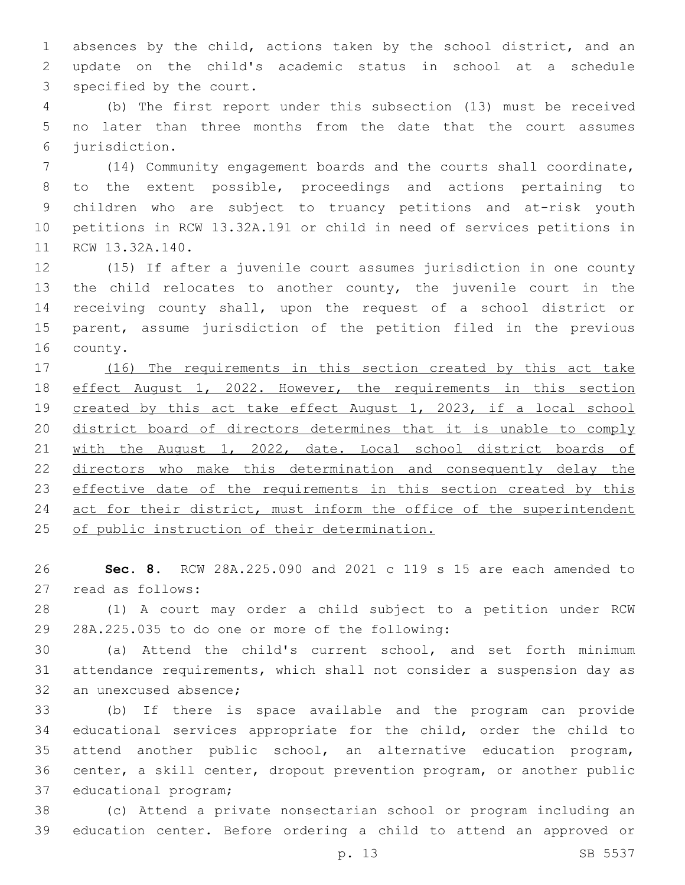absences by the child, actions taken by the school district, and an update on the child's academic status in school at a schedule specified by the court.

(b) The first report under this subsection (13) must be received no later than three months from the date that the court assumes jurisdiction.

(14) Community engagement boards and the courts shall coordinate, to the extent possible, proceedings and actions pertaining to children who are subject to truancy petitions and at-risk youth petitions in RCW 13.32A.191 or child in need of services petitions in RCW 13.32A.140.

(15) If after a juvenile court assumes jurisdiction in one county the child relocates to another county, the juvenile court in the receiving county shall, upon the request of a school district or parent, assume jurisdiction of the petition filed in the previous county.

<u>(16) The requirements in this section created by this act take effect August 1, 2022. However, the requirements in this section created by this act take effect August 1, 2023, if a local school district board of directors determines that it is unable to comply with the August 1, 2022, date. Local school district boards of directors who make this determination and consequently delay the effective date of the requirements in this section created by this act for their district, must inform the office of the superintendent of public instruction of their determination.</u>

**Sec. 8.** RCW 28A.225.090 and 2021 c 119 s 15 are each amended to read as follows:

(1) A court may order a child subject to a petition under RCW 28A.225.035 to do one or more of the following:

(a) Attend the child's current school, and set forth minimum attendance requirements, which shall not consider a suspension day as an unexcused absence;

(b) If there is space available and the program can provide educational services appropriate for the child, order the child to attend another public school, an alternative education program, center, a skill center, dropout prevention program, or another public educational program;

(c) Attend a private nonsectarian school or program including an education center. Before ordering a child to attend an approved or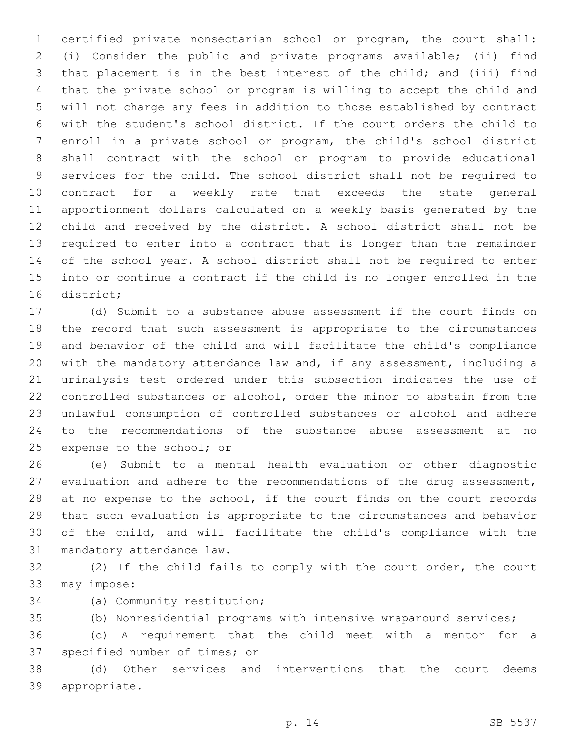certified private nonsectarian school or program, the court shall: (i) Consider the public and private programs available; (ii) find that placement is in the best interest of the child; and (iii) find that the private school or program is willing to accept the child and will not charge any fees in addition to those established by contract with the student's school district. If the court orders the child to enroll in a private school or program, the child's school district shall contract with the school or program to provide educational services for the child. The school district shall not be required to contract for a weekly rate that exceeds the state general apportionment dollars calculated on a weekly basis generated by the child and received by the district. A school district shall not be required to enter into a contract that is longer than the remainder of the school year. A school district shall not be required to enter into or continue a contract if the child is no longer enrolled in the district;

(d) Submit to a substance abuse assessment if the court finds on the record that such assessment is appropriate to the circumstances and behavior of the child and will facilitate the child's compliance with the mandatory attendance law and, if any assessment, including a urinalysis test ordered under this subsection indicates the use of controlled substances or alcohol, order the minor to abstain from the unlawful consumption of controlled substances or alcohol and adhere to the recommendations of the substance abuse assessment at no expense to the school; or

(e) Submit to a mental health evaluation or other diagnostic evaluation and adhere to the recommendations of the drug assessment, at no expense to the school, if the court finds on the court records that such evaluation is appropriate to the circumstances and behavior of the child, and will facilitate the child's compliance with the mandatory attendance law.

(2) If the child fails to comply with the court order, the court may impose:

(a) Community restitution;

(b) Nonresidential programs with intensive wraparound services;

(c) A requirement that the child meet with a mentor for a specified number of times; or

(d) Other services and interventions that the court deems appropriate.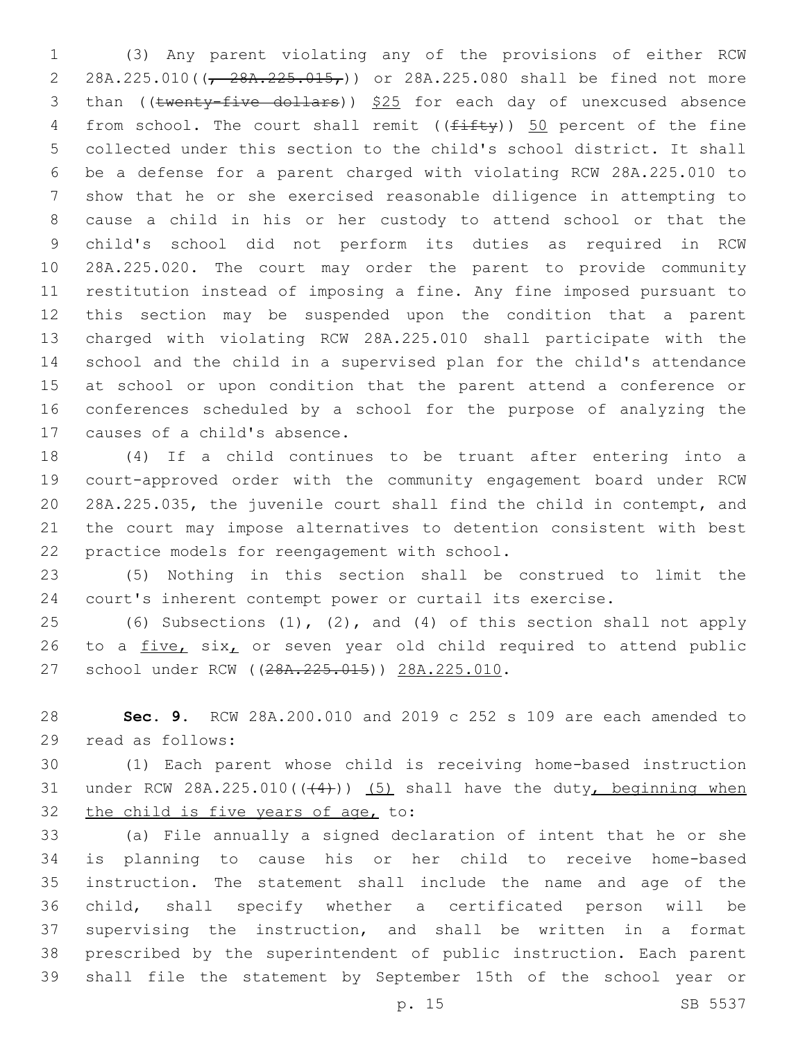(3) Any parent violating any of the provisions of either RCW 28A.225.010((, 28A.225.015,)) or 28A.225.080 shall be fined not more than ((twenty-five dollars)) $25 for each day of unexcused absence from school. The court shall remit ((fifty)) 50 percent of the fine collected under this section to the child's school district. It shall be a defense for a parent charged with violating RCW 28A.225.010 to show that he or she exercised reasonable diligence in attempting to cause a child in his or her custody to attend school or that the child's school did not perform its duties as required in RCW 28A.225.020. The court may order the parent to provide community restitution instead of imposing a fine. Any fine imposed pursuant to this section may be suspended upon the condition that a parent charged with violating RCW 28A.225.010 shall participate with the school and the child in a supervised plan for the child's attendance at school or upon condition that the parent attend a conference or conferences scheduled by a school for the purpose of analyzing the causes of a child's absence.

(4) If a child continues to be truant after entering into a court-approved order with the community engagement board under RCW 28A.225.035, the juvenile court shall find the child in contempt, and the court may impose alternatives to detention consistent with best practice models for reengagement with school.

(5) Nothing in this section shall be construed to limit the court's inherent contempt power or curtail its exercise.

(6) Subsections (1), (2), and (4) of this section shall not apply to a five, six, or seven year old child required to attend public school under RCW ((28A.225.015)) 28A.225.010.

**Sec. 9.** RCW 28A.200.010 and 2019 c 252 s 109 are each amended to read as follows:

(1) Each parent whose child is receiving home-based instruction under RCW 28A.225.010(((4))) (5) shall have the duty, beginning when the child is five years of age, to:

(a) File annually a signed declaration of intent that he or she is planning to cause his or her child to receive home-based instruction. The statement shall include the name and age of the child, shall specify whether a certificated person will be supervising the instruction, and shall be written in a format prescribed by the superintendent of public instruction. Each parent shall file the statement by September 15th of the school year or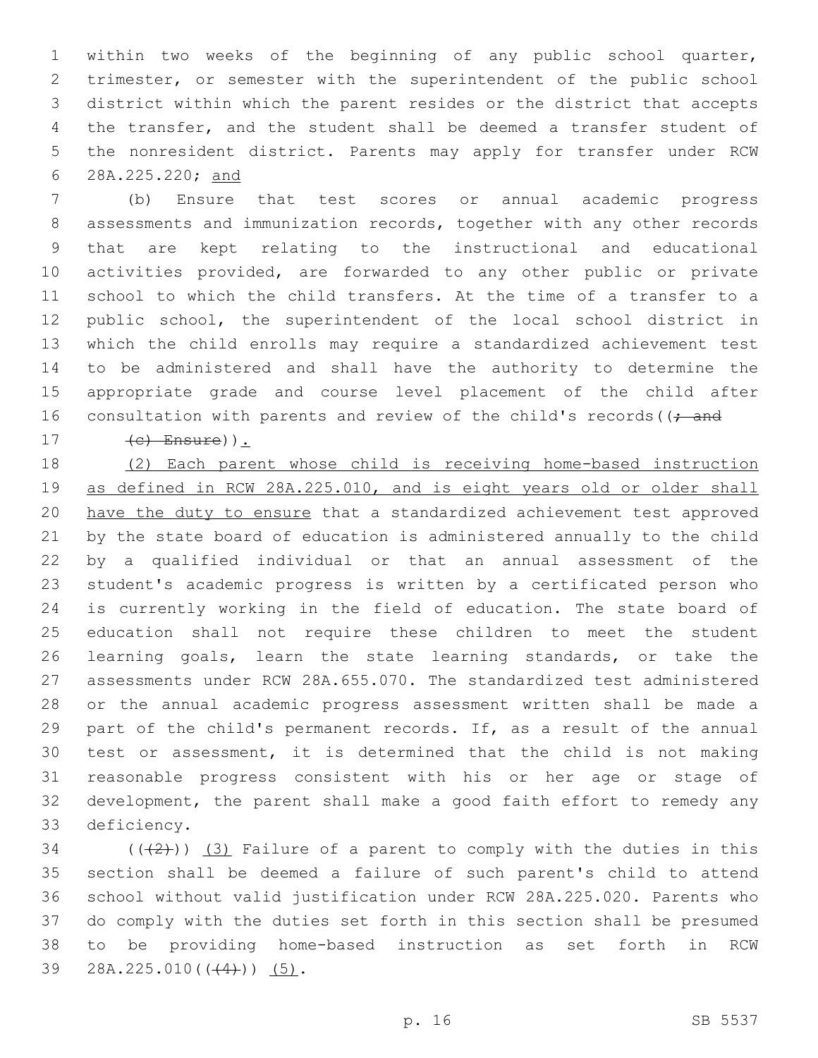within two weeks of the beginning of any public school quarter, trimester, or semester with the superintendent of the public school district within which the parent resides or the district that accepts the transfer, and the student shall be deemed a transfer student of the nonresident district. Parents may apply for transfer under RCW 28A.225.220; and

(b) Ensure that test scores or annual academic progress assessments and immunization records, together with any other records that are kept relating to the instructional and educational activities provided, are forwarded to any other public or private school to which the child transfers. At the time of a transfer to a public school, the superintendent of the local school district in which the child enrolls may require a standardized achievement test to be administered and shall have the authority to determine the appropriate grade and course level placement of the child after consultation with parents and review of the child's records((; and

(c) Ensure)).

(2) Each parent whose child is receiving home-based instruction as defined in RCW 28A.225.010, and is eight years old or older shall have the duty to ensure that a standardized achievement test approved by the state board of education is administered annually to the child by a qualified individual or that an annual assessment of the student's academic progress is written by a certificated person who is currently working in the field of education. The state board of education shall not require these children to meet the student learning goals, learn the state learning standards, or take the assessments under RCW 28A.655.070. The standardized test administered or the annual academic progress assessment written shall be made a part of the child's permanent records. If, as a result of the annual test or assessment, it is determined that the child is not making reasonable progress consistent with his or her age or stage of development, the parent shall make a good faith effort to remedy any deficiency.

(((2))) (3) Failure of a parent to comply with the duties in this section shall be deemed a failure of such parent's child to attend school without valid justification under RCW 28A.225.020. Parents who do comply with the duties set forth in this section shall be presumed to be providing home-based instruction as set forth in RCW 28A.225.010(((4))) (5).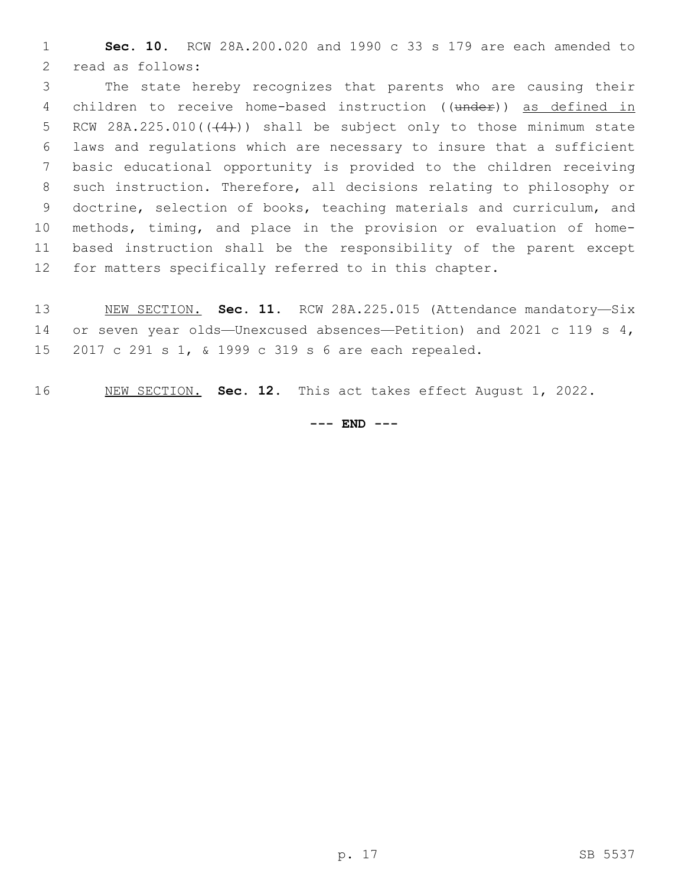**Sec. 10.** RCW 28A.200.020 and 1990 c 33 s 179 are each amended to read as follows:

The state hereby recognizes that parents who are causing their children to receive home-based instruction ((~~under~~)) as defined in RCW 28A.225.010((~~(4)~~)) shall be subject only to those minimum state laws and regulations which are necessary to insure that a sufficient basic educational opportunity is provided to the children receiving such instruction. Therefore, all decisions relating to philosophy or doctrine, selection of books, teaching materials and curriculum, and methods, timing, and place in the provision or evaluation of home-based instruction shall be the responsibility of the parent except for matters specifically referred to in this chapter.

NEW SECTION. **Sec. 11.** RCW 28A.225.015 (Attendance mandatory—Six or seven year olds—Unexcused absences—Petition) and 2021 c 119 s 4, 2017 c 291 s 1, & 1999 c 319 s 6 are each repealed.

NEW SECTION. **Sec. 12.** This act takes effect August 1, 2022.

**--- END ---**